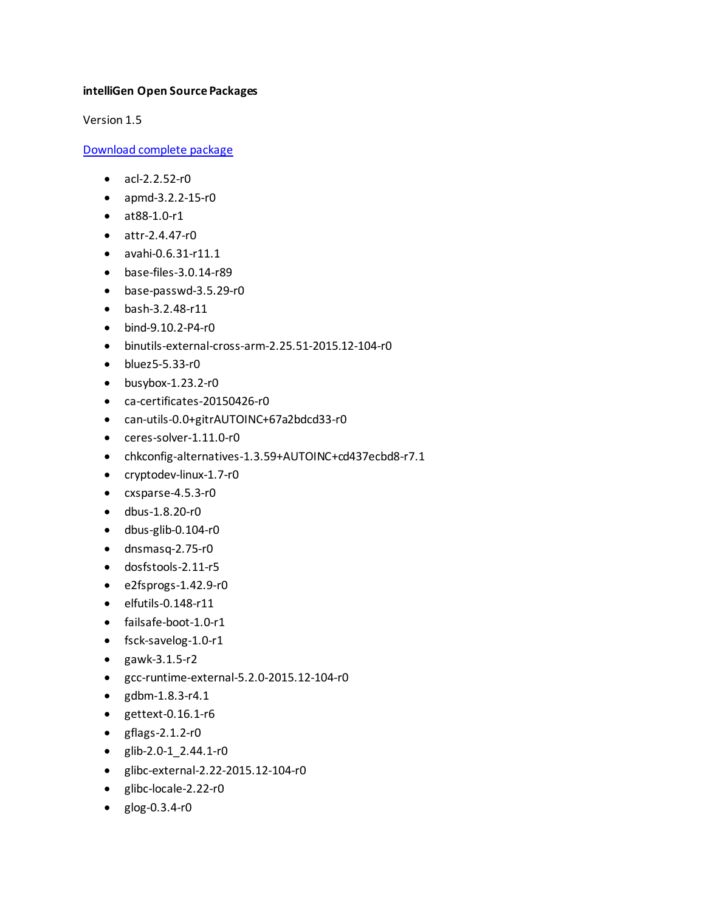**intelliGen Open Source Packages**

Version 1.5

[Download complete package]()

- acl-2.2.52-r0
- apmd-3.2.2-15-r0
- at88-1.0-r1
- attr-2.4.47-r0
- avahi-0.6.31-r11.1
- base-files-3.0.14-r89
- base-passwd-3.5.29-r0
- bash-3.2.48-r11
- bind-9.10.2-P4-r0
- binutils-external-cross-arm-2.25.51-2015.12-104-r0
- bluez5-5.33-r0
- busybox-1.23.2-r0
- ca-certificates-20150426-r0
- can-utils-0.0+gitrAUTOINC+67a2bdcd33-r0
- ceres-solver-1.11.0-r0
- chkconfig-alternatives-1.3.59+AUTOINC+cd437ecbd8-r7.1
- cryptodev-linux-1.7-r0
- cxsparse-4.5.3-r0
- dbus-1.8.20-r0
- dbus-glib-0.104-r0
- dnsmasq-2.75-r0
- dosfstools-2.11-r5
- e2fsprogs-1.42.9-r0
- elfutils-0.148-r11
- failsafe-boot-1.0-r1
- fsck-savelog-1.0-r1
- gawk-3.1.5-r2
- gcc-runtime-external-5.2.0-2015.12-104-r0
- gdbm-1.8.3-r4.1
- gettext-0.16.1-r6
- gflags-2.1.2-r0
- glib-2.0-1_2.44.1-r0
- glibc-external-2.22-2015.12-104-r0
- glibc-locale-2.22-r0
- glog-0.3.4-r0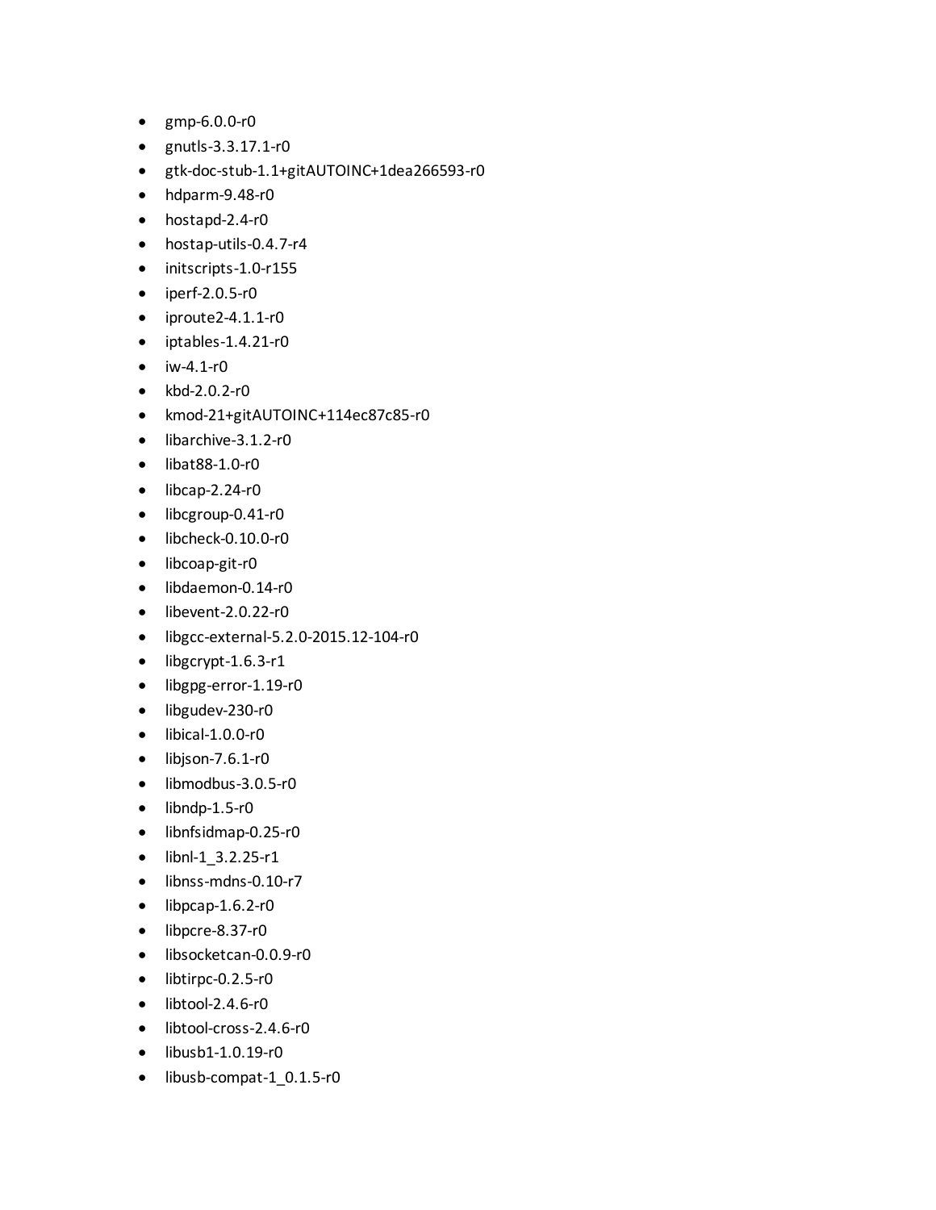- gmp-6.0.0-r0
- gnutls-3.3.17.1-r0
- gtk-doc-stub-1.1+gitAUTOINC+1dea266593-r0
- hdparm-9.48-r0
- hostapd-2.4-r0
- hostap-utils-0.4.7-r4
- initscripts-1.0-r155
- iperf-2.0.5-r0
- iproute2-4.1.1-r0
- iptables-1.4.21-r0
- iw-4.1-r0
- kbd-2.0.2-r0
- kmod-21+gitAUTOINC+114ec87c85-r0
- libarchive-3.1.2-r0
- libat88-1.0-r0
- libcap-2.24-r0
- libcgroup-0.41-r0
- libcheck-0.10.0-r0
- libcoap-git-r0
- libdaemon-0.14-r0
- libevent-2.0.22-r0
- libgcc-external-5.2.0-2015.12-104-r0
- libgcrypt-1.6.3-r1
- libgpg-error-1.19-r0
- libgudev-230-r0
- libical-1.0.0-r0
- libjson-7.6.1-r0
- libmodbus-3.0.5-r0
- libndp-1.5-r0
- libnfsidmap-0.25-r0
- libnl-1_3.2.25-r1
- libnss-mdns-0.10-r7
- libpcap-1.6.2-r0
- libpcre-8.37-r0
- libsocketcan-0.0.9-r0
- libtirpc-0.2.5-r0
- libtool-2.4.6-r0
- libtool-cross-2.4.6-r0
- libusb1-1.0.19-r0
- libusb-compat-1_0.1.5-r0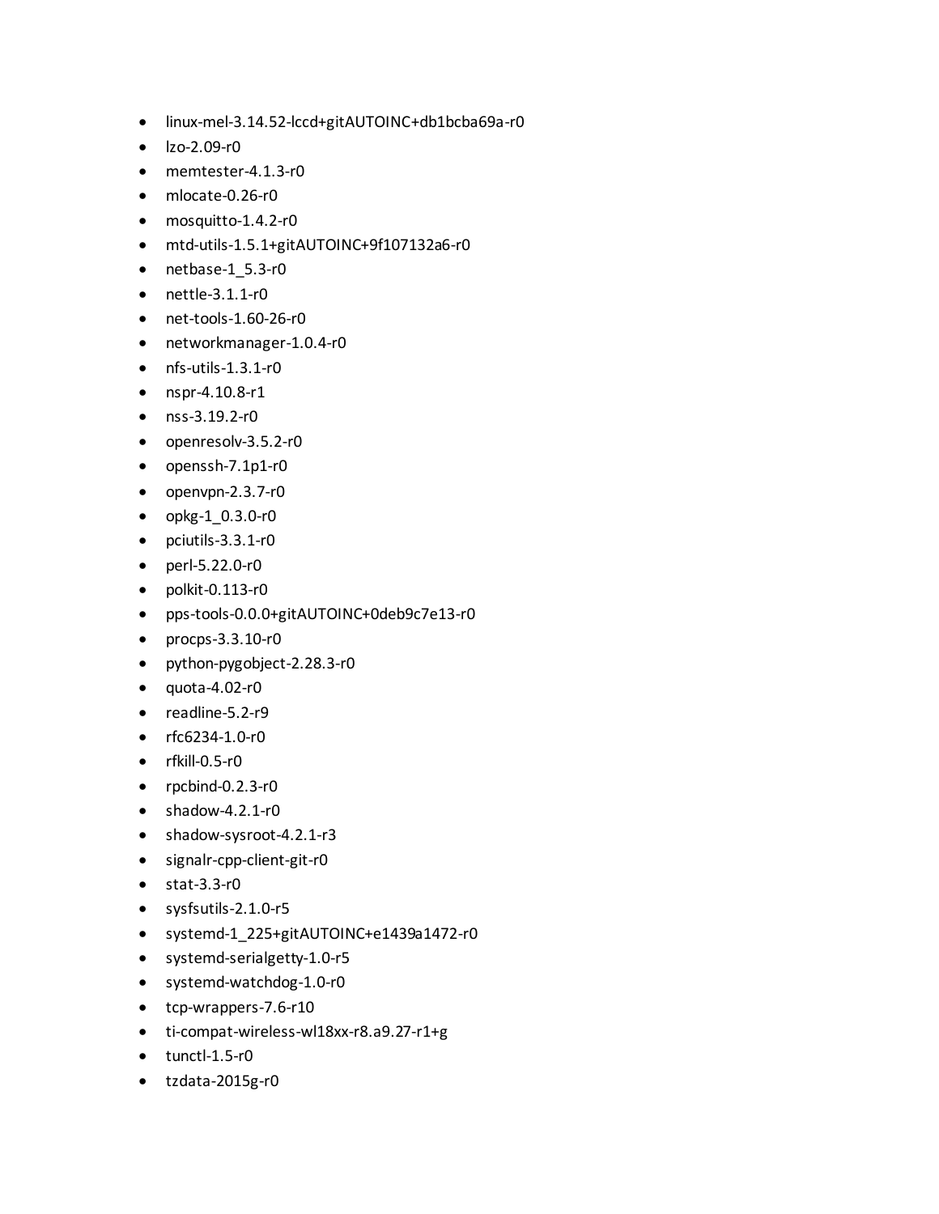- linux-mel-3.14.52-lccd+gitAUTOINC+db1bcba69a-r0
- lzo-2.09-r0
- memtester-4.1.3-r0
- mlocate-0.26-r0
- mosquitto-1.4.2-r0
- mtd-utils-1.5.1+gitAUTOINC+9f107132a6-r0
- netbase-1_5.3-r0
- nettle-3.1.1-r0
- net-tools-1.60-26-r0
- networkmanager-1.0.4-r0
- nfs-utils-1.3.1-r0
- nspr-4.10.8-r1
- nss-3.19.2-r0
- openresolv-3.5.2-r0
- openssh-7.1p1-r0
- openvpn-2.3.7-r0
- opkg-1_0.3.0-r0
- pciutils-3.3.1-r0
- perl-5.22.0-r0
- polkit-0.113-r0
- pps-tools-0.0.0+gitAUTOINC+0deb9c7e13-r0
- procps-3.3.10-r0
- python-pygobject-2.28.3-r0
- quota-4.02-r0
- readline-5.2-r9
- rfc6234-1.0-r0
- rfkill-0.5-r0
- rpcbind-0.2.3-r0
- shadow-4.2.1-r0
- shadow-sysroot-4.2.1-r3
- signalr-cpp-client-git-r0
- stat-3.3-r0
- sysfsutils-2.1.0-r5
- systemd-1_225+gitAUTOINC+e1439a1472-r0
- systemd-serialgetty-1.0-r5
- systemd-watchdog-1.0-r0
- tcp-wrappers-7.6-r10
- ti-compat-wireless-wl18xx-r8.a9.27-r1+g
- tunctl-1.5-r0
- tzdata-2015g-r0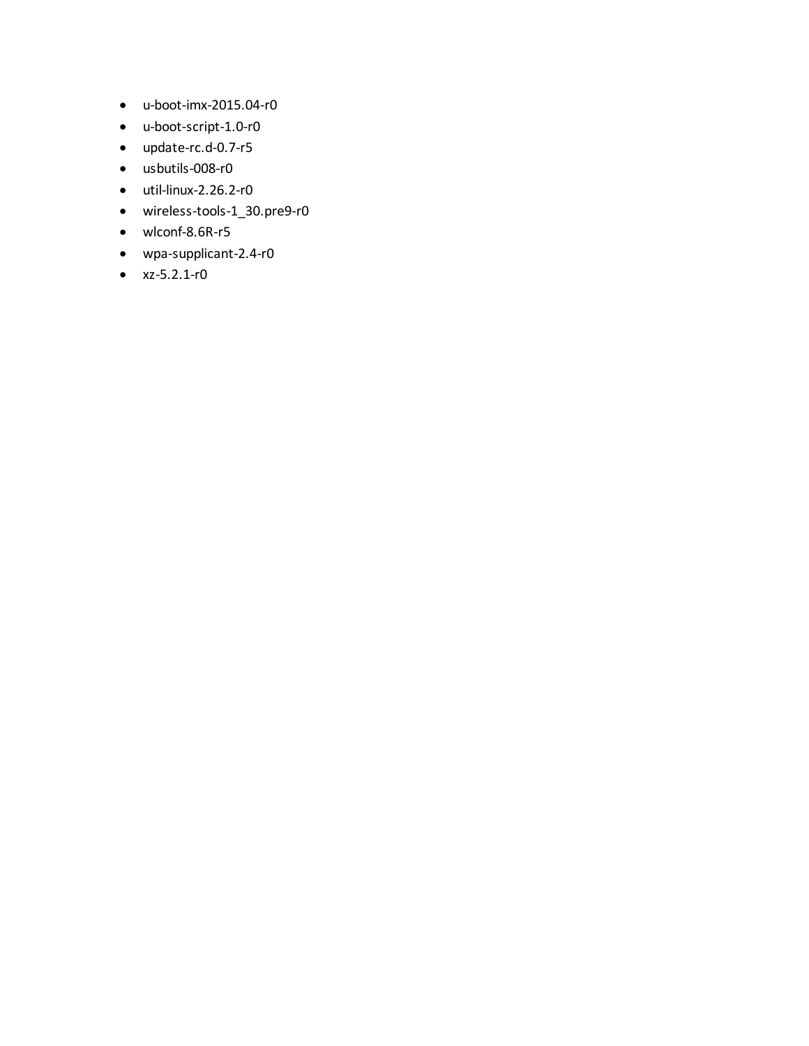- u-boot-imx-2015.04-r0
- u-boot-script-1.0-r0
- update-rc.d-0.7-r5
- usbutils-008-r0
- util-linux-2.26.2-r0
- wireless-tools-1_30.pre9-r0
- wlconf-8.6R-r5
- wpa-supplicant-2.4-r0
- xz-5.2.1-r0